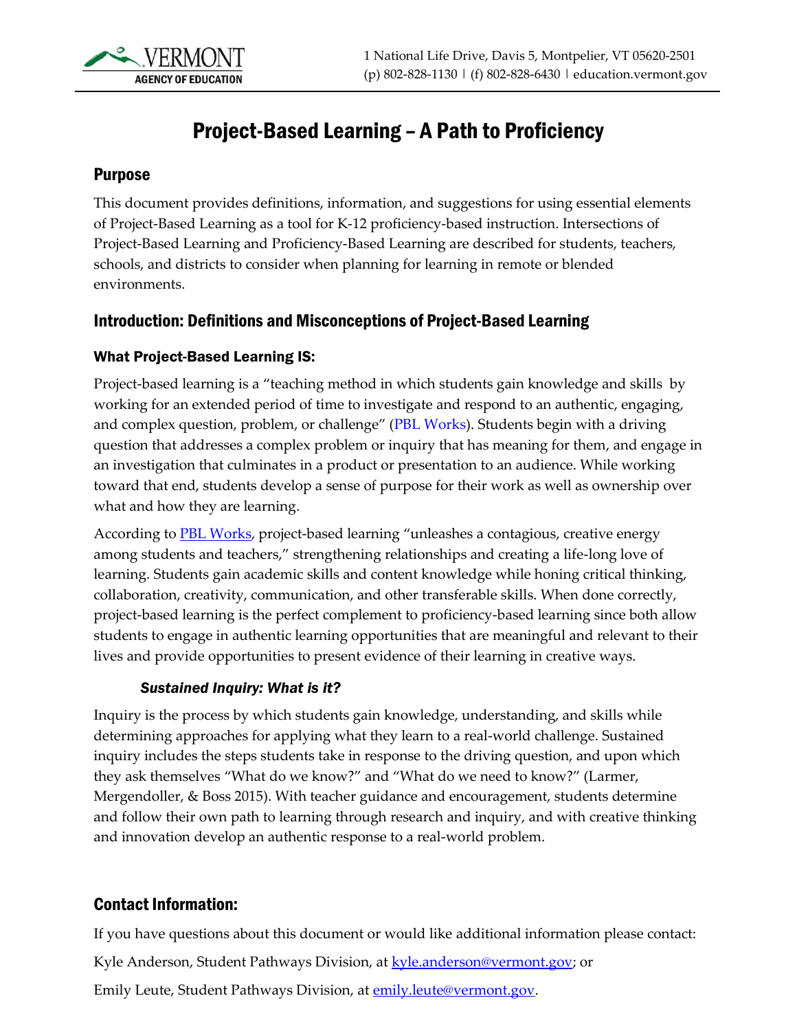VERMONT AGENCY OF EDUCATION

1 National Life Drive, Davis 5, Montpelier, VT 05620-2501
(p) 802-828-1130 | (f) 802-828-6430 | education.vermont.gov

# Project-Based Learning – A Path to Proficiency

## Purpose

This document provides definitions, information, and suggestions for using essential elements of Project-Based Learning as a tool for K-12 proficiency-based instruction. Intersections of Project-Based Learning and Proficiency-Based Learning are described for students, teachers, schools, and districts to consider when planning for learning in remote or blended environments.

## Introduction: Definitions and Misconceptions of Project-Based Learning

### What Project-Based Learning IS:

Project-based learning is a "teaching method in which students gain knowledge and skills by working for an extended period of time to investigate and respond to an authentic, engaging, and complex question, problem, or challenge" (PBL Works). Students begin with a driving question that addresses a complex problem or inquiry that has meaning for them, and engage in an investigation that culminates in a product or presentation to an audience. While working toward that end, students develop a sense of purpose for their work as well as ownership over what and how they are learning.

According to PBL Works, project-based learning "unleashes a contagious, creative energy among students and teachers," strengthening relationships and creating a life-long love of learning. Students gain academic skills and content knowledge while honing critical thinking, collaboration, creativity, communication, and other transferable skills. When done correctly, project-based learning is the perfect complement to proficiency-based learning since both allow students to engage in authentic learning opportunities that are meaningful and relevant to their lives and provide opportunities to present evidence of their learning in creative ways.

#### *Sustained Inquiry: What is it?*

Inquiry is the process by which students gain knowledge, understanding, and skills while determining approaches for applying what they learn to a real-world challenge. Sustained inquiry includes the steps students take in response to the driving question, and upon which they ask themselves "What do we know?" and "What do we need to know?" (Larmer, Mergendoller, & Boss 2015). With teacher guidance and encouragement, students determine and follow their own path to learning through research and inquiry, and with creative thinking and innovation develop an authentic response to a real-world problem.

## Contact Information:

If you have questions about this document or would like additional information please contact:

Kyle Anderson, Student Pathways Division, at kyle.anderson@vermont.gov; or

Emily Leute, Student Pathways Division, at emily.leute@vermont.gov.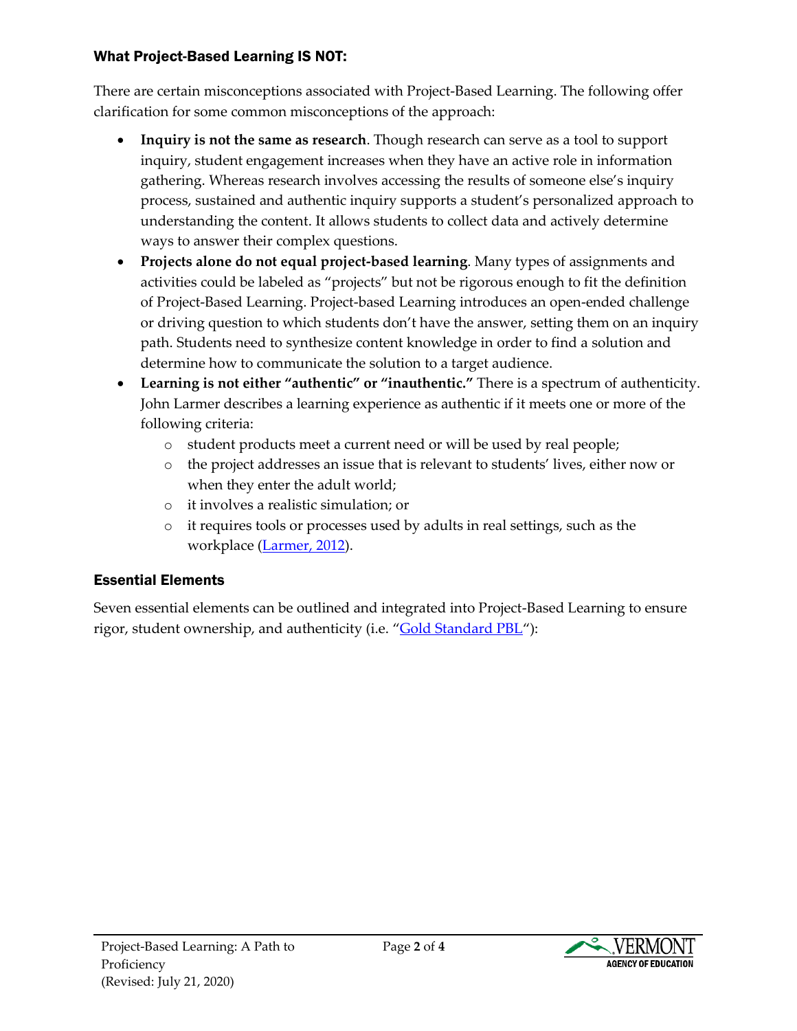## What Project-Based Learning IS NOT:

There are certain misconceptions associated with Project-Based Learning. The following offer clarification for some common misconceptions of the approach:

- **Inquiry is not the same as research**. Though research can serve as a tool to support inquiry, student engagement increases when they have an active role in information gathering. Whereas research involves accessing the results of someone else's inquiry process, sustained and authentic inquiry supports a student's personalized approach to understanding the content. It allows students to collect data and actively determine ways to answer their complex questions.
- **Projects alone do not equal project-based learning**. Many types of assignments and activities could be labeled as "projects" but not be rigorous enough to fit the definition of Project-Based Learning. Project-based Learning introduces an open-ended challenge or driving question to which students don't have the answer, setting them on an inquiry path. Students need to synthesize content knowledge in order to find a solution and determine how to communicate the solution to a target audience.
- **Learning is not either "authentic" or "inauthentic."** There is a spectrum of authenticity. John Larmer describes a learning experience as authentic if it meets one or more of the following criteria:
  - student products meet a current need or will be used by real people;
  - the project addresses an issue that is relevant to students' lives, either now or when they enter the adult world;
  - it involves a realistic simulation; or
  - it requires tools or processes used by adults in real settings, such as the workplace (Larmer, 2012).

## Essential Elements

Seven essential elements can be outlined and integrated into Project-Based Learning to ensure rigor, student ownership, and authenticity (i.e. "Gold Standard PBL"):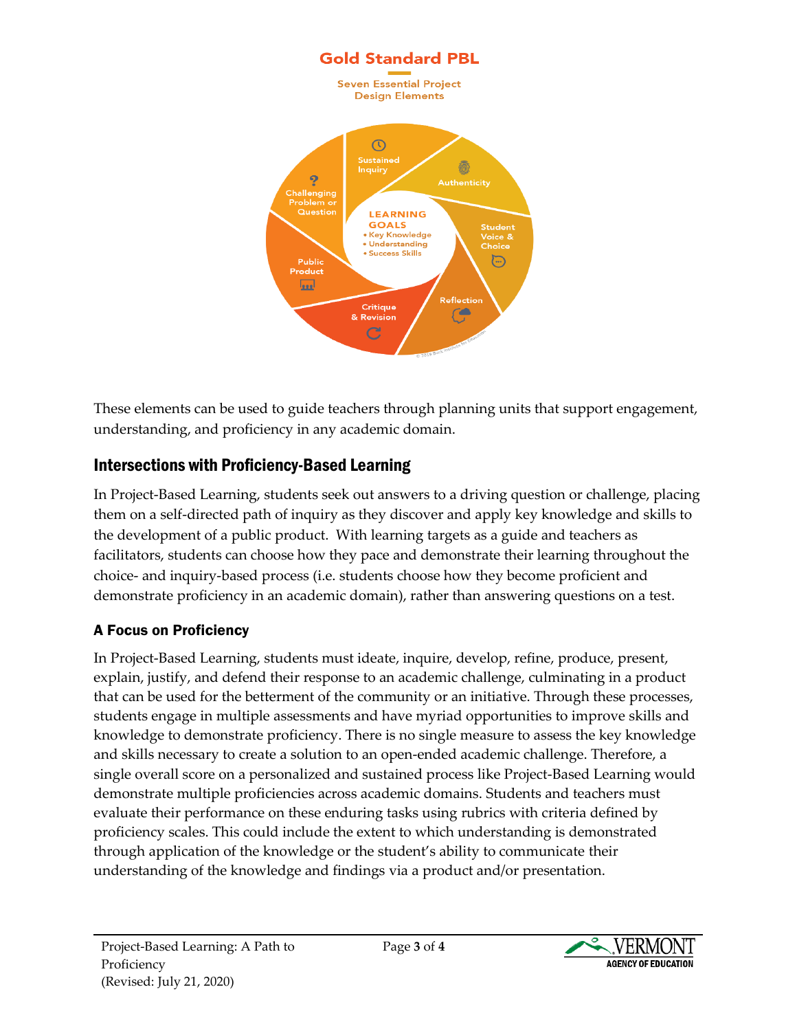Gold Standard PBL

Seven Essential Project Design Elements

- Challenging Problem or Question
- Sustained Inquiry
- Authenticity
- Student Voice & Choice
- Reflection
- Critique & Revision
- Public Product

LEARNING GOALS
- Key Knowledge
- Understanding
- Success Skills

These elements can be used to guide teachers through planning units that support engagement, understanding, and proficiency in any academic domain.

## Intersections with Proficiency-Based Learning

In Project-Based Learning, students seek out answers to a driving question or challenge, placing them on a self-directed path of inquiry as they discover and apply key knowledge and skills to the development of a public product. With learning targets as a guide and teachers as facilitators, students can choose how they pace and demonstrate their learning throughout the choice- and inquiry-based process (i.e. students choose how they become proficient and demonstrate proficiency in an academic domain), rather than answering questions on a test.

### A Focus on Proficiency

In Project-Based Learning, students must ideate, inquire, develop, refine, produce, present, explain, justify, and defend their response to an academic challenge, culminating in a product that can be used for the betterment of the community or an initiative. Through these processes, students engage in multiple assessments and have myriad opportunities to improve skills and knowledge to demonstrate proficiency. There is no single measure to assess the key knowledge and skills necessary to create a solution to an open-ended academic challenge. Therefore, a single overall score on a personalized and sustained process like Project-Based Learning would demonstrate multiple proficiencies across academic domains. Students and teachers must evaluate their performance on these enduring tasks using rubrics with criteria defined by proficiency scales. This could include the extent to which understanding is demonstrated through application of the knowledge or the student's ability to communicate their understanding of the knowledge and findings via a product and/or presentation.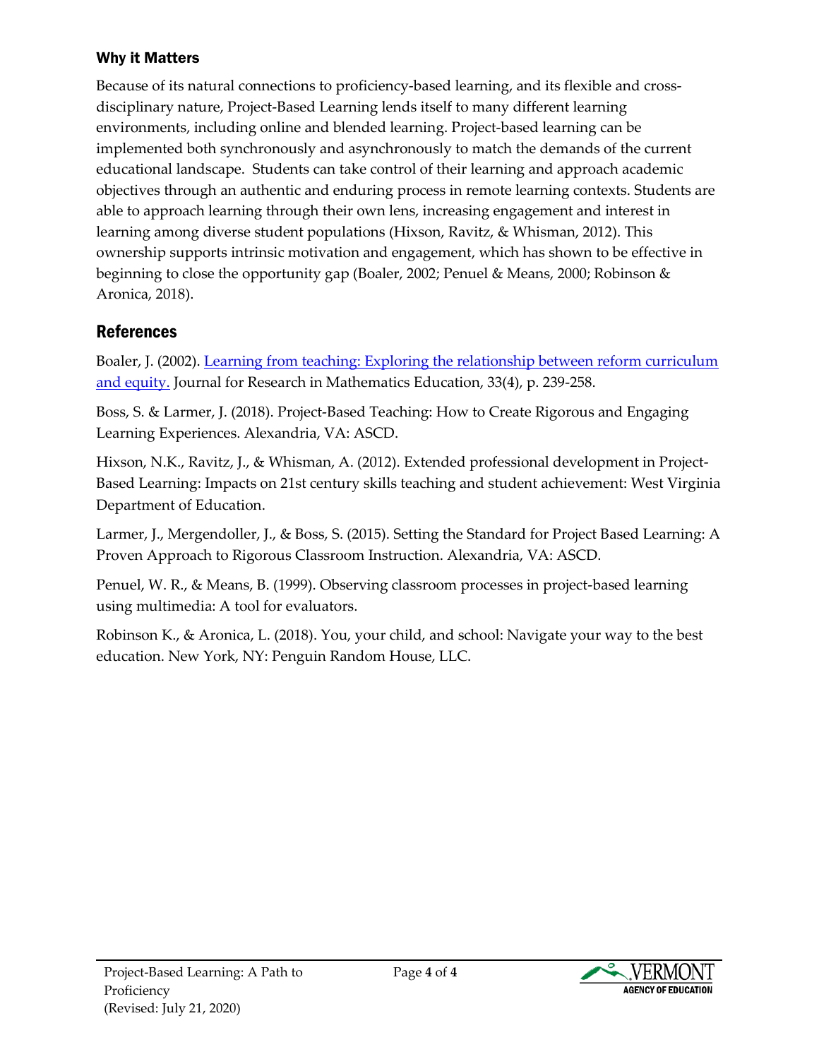### Why it Matters

Because of its natural connections to proficiency-based learning, and its flexible and cross-disciplinary nature, Project-Based Learning lends itself to many different learning environments, including online and blended learning. Project-based learning can be implemented both synchronously and asynchronously to match the demands of the current educational landscape. Students can take control of their learning and approach academic objectives through an authentic and enduring process in remote learning contexts. Students are able to approach learning through their own lens, increasing engagement and interest in learning among diverse student populations (Hixson, Ravitz, & Whisman, 2012). This ownership supports intrinsic motivation and engagement, which has shown to be effective in beginning to close the opportunity gap (Boaler, 2002; Penuel & Means, 2000; Robinson & Aronica, 2018).

## References

Boaler, J. (2002). Learning from teaching: Exploring the relationship between reform curriculum and equity. Journal for Research in Mathematics Education, 33(4), p. 239-258.

Boss, S. & Larmer, J. (2018). Project-Based Teaching: How to Create Rigorous and Engaging Learning Experiences. Alexandria, VA: ASCD.

Hixson, N.K., Ravitz, J., & Whisman, A. (2012). Extended professional development in Project-Based Learning: Impacts on 21st century skills teaching and student achievement: West Virginia Department of Education.

Larmer, J., Mergendoller, J., & Boss, S. (2015). Setting the Standard for Project Based Learning: A Proven Approach to Rigorous Classroom Instruction. Alexandria, VA: ASCD.

Penuel, W. R., & Means, B. (1999). Observing classroom processes in project-based learning using multimedia: A tool for evaluators.

Robinson K., & Aronica, L. (2018). You, your child, and school: Navigate your way to the best education. New York, NY: Penguin Random House, LLC.